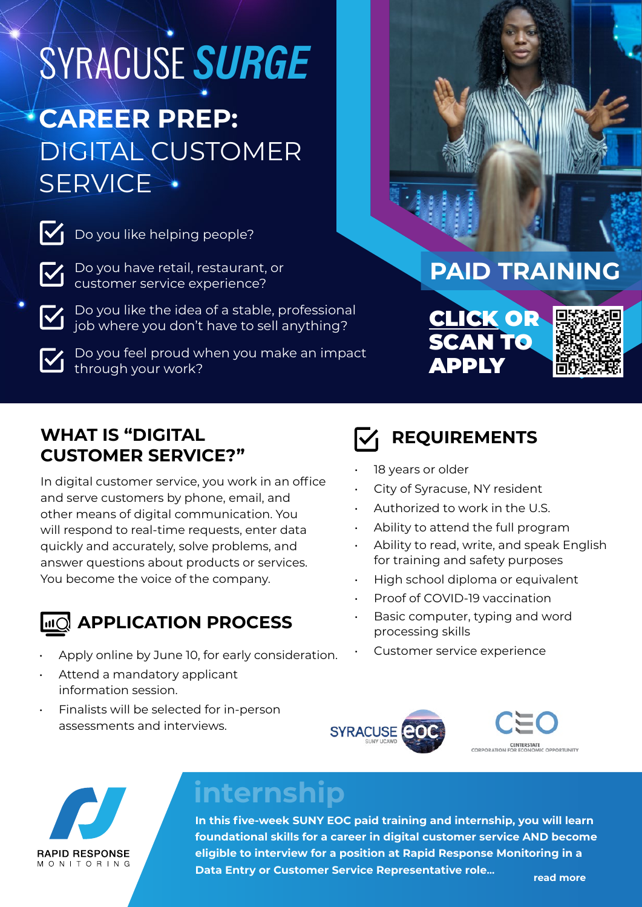# SYRACUSE *SURGE*

## CAREER PREP: DIGITAL CUSTOMER SERVICE

- Do you like helping people?
- Do you have retail, restaurant, or customer service experience?
- Do you like the idea of a stable, professional job where you don't have to sell anything?
- Do you feel proud when you make an impact through your work?

**PAID TRAINING**

**CLICK OR SCAN TO APPLY**

## WHAT IS "DIGITAL CUSTOMER SERVICE?"

In digital customer service, you work in an office and serve customers by phone, email, and other means of digital communication. You will respond to real-time requests, enter data quickly and accurately, solve problems, and answer questions about products or services. You become the voice of the company.

## APPLICATION PROCESS

- Apply online by June 10, for early consideration.
- Attend a mandatory applicant information session.
- Finalists will be selected for in-person assessments and interviews.

## REQUIREMENTS

- 18 years or older
- City of Syracuse, NY resident
- Authorized to work in the U.S.
- Ability to attend the full program
- Ability to read, write, and speak English for training and safety purposes
- High school diploma or equivalent
- Proof of COVID-19 vaccination
- Basic computer, typing and word processing skills
- Customer service experience

SYRACUSE EOC SUNY UCAWD

CEO CENTERSTATE CORPORATION FOR ECONOMIC OPPORTUNITY

RAPID RESPONSE MONITORING

## internship

**In this five-week SUNY EOC paid training and internship, you will learn foundational skills for a career in digital customer service AND become eligible to interview for a position at Rapid Response Monitoring in a Data Entry or Customer Service Representative role...**

**read more**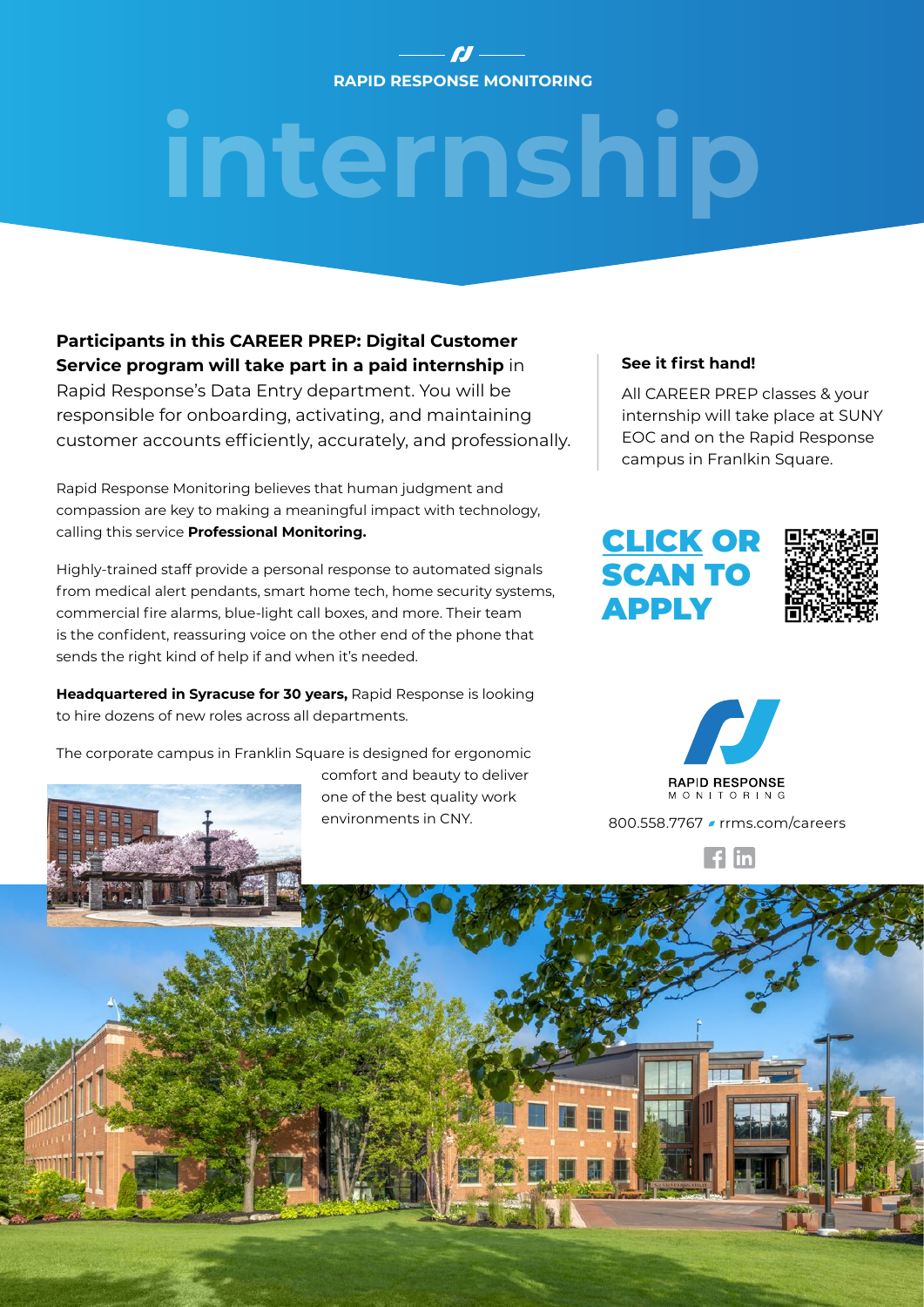RAPID RESPONSE MONITORING

# internship

**Participants in this CAREER PREP: Digital Customer Service program will take part in a paid internship** in Rapid Response's Data Entry department. You will be responsible for onboarding, activating, and maintaining customer accounts efficiently, accurately, and professionally.

Rapid Response Monitoring believes that human judgment and compassion are key to making a meaningful impact with technology, calling this service **Professional Monitoring.**

Highly-trained staff provide a personal response to automated signals from medical alert pendants, smart home tech, home security systems, commercial fire alarms, blue-light call boxes, and more. Their team is the confident, reassuring voice on the other end of the phone that sends the right kind of help if and when it's needed.

**Headquartered in Syracuse for 30 years,** Rapid Response is looking to hire dozens of new roles across all departments.

The corporate campus in Franklin Square is designed for ergonomic comfort and beauty to deliver one of the best quality work environments in CNY.

**See it first hand!**

All CAREER PREP classes & your internship will take place at SUNY EOC and on the Rapid Response campus in Franlkin Square.

**CLICK OR SCAN TO APPLY**

RAPID RESPONSE MONITORING

800.558.7767 / rrms.com/careers